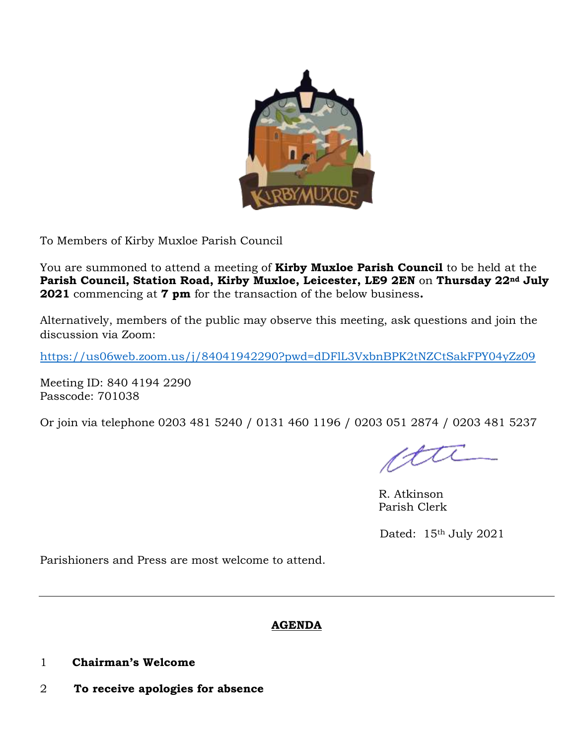To Members of Kirby Muxloe Parish Council

You are summoned to attend a meeting of **Kirby Muxloe Parish Council** to be held at the **Parish Council, Station Road, Kirby Muxloe, Leicester, LE9 2EN** on **Thursday 22nd July 2021** commencing at **7 pm** for the transaction of the below business**.**

Alternatively, members of the public may observe this meeting, ask questions and join the discussion via Zoom:

https://us06web.zoom.us/j/84041942290?pwd=dDFlL3VxbnBPK2tNZCtSakFPY04yZz09

Meeting ID: 840 4194 2290
Passcode: 701038

Or join via telephone 0203 481 5240 / 0131 460 1196 / 0203 051 2874 / 0203 481 5237

R. Atkinson
Parish Clerk

Dated: 15th July 2021

Parishioners and Press are most welcome to attend.

---

## AGENDA

1 **Chairman's Welcome**

2 **To receive apologies for absence**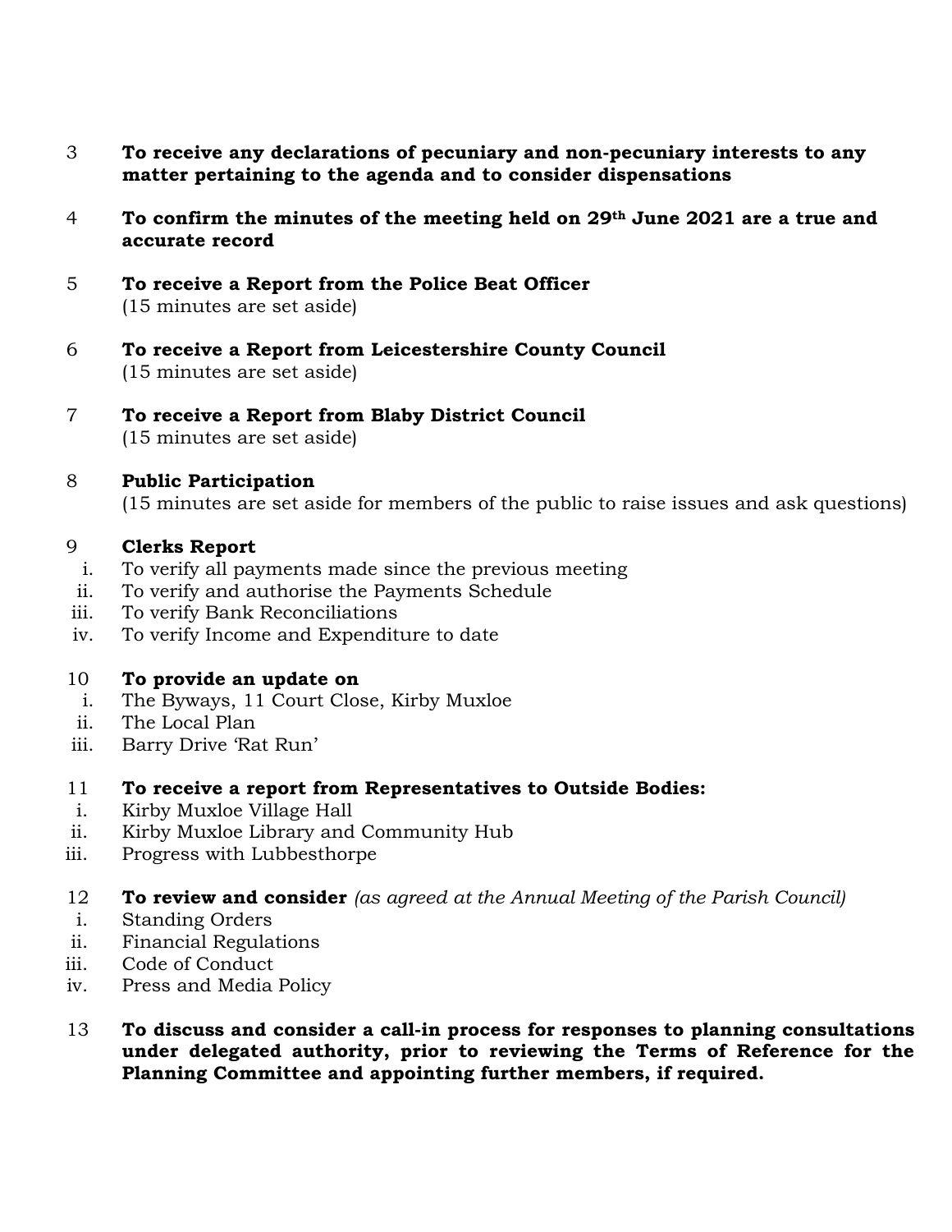3 **To receive any declarations of pecuniary and non-pecuniary interests to any matter pertaining to the agenda and to consider dispensations**

4 **To confirm the minutes of the meeting held on 29th June 2021 are a true and accurate record**

5 **To receive a Report from the Police Beat Officer**
(15 minutes are set aside)

6 **To receive a Report from Leicestershire County Council**
(15 minutes are set aside)

7 **To receive a Report from Blaby District Council**
(15 minutes are set aside)

8 **Public Participation**
(15 minutes are set aside for members of the public to raise issues and ask questions)

9 **Clerks Report**

- i. To verify all payments made since the previous meeting
- ii. To verify and authorise the Payments Schedule
- iii. To verify Bank Reconciliations
- iv. To verify Income and Expenditure to date

10 **To provide an update on**

- i. The Byways, 11 Court Close, Kirby Muxloe
- ii. The Local Plan
- iii. Barry Drive 'Rat Run'

11 **To receive a report from Representatives to Outside Bodies:**

- i. Kirby Muxloe Village Hall
- ii. Kirby Muxloe Library and Community Hub
- iii. Progress with Lubbesthorpe

12 **To review and consider** *(as agreed at the Annual Meeting of the Parish Council)*

- i. Standing Orders
- ii. Financial Regulations
- iii. Code of Conduct
- iv. Press and Media Policy

13 **To discuss and consider a call-in process for responses to planning consultations under delegated authority, prior to reviewing the Terms of Reference for the Planning Committee and appointing further members, if required.**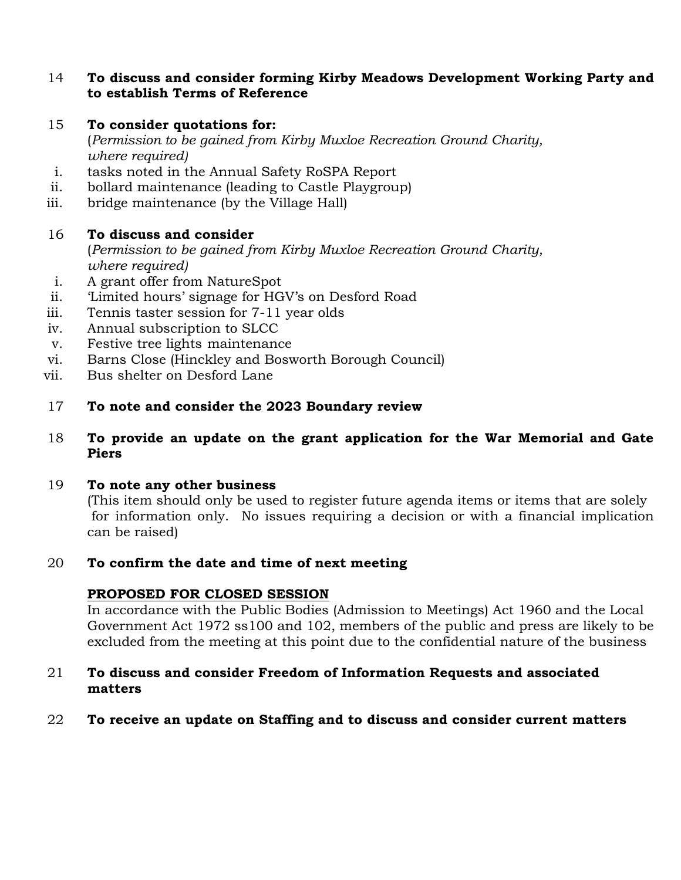14 **To discuss and consider forming Kirby Meadows Development Working Party and to establish Terms of Reference**

15 **To consider quotations for:**
(*Permission to be gained from Kirby Muxloe Recreation Ground Charity, where required)*

i. tasks noted in the Annual Safety RoSPA Report
ii. bollard maintenance (leading to Castle Playgroup)
iii. bridge maintenance (by the Village Hall)

16 **To discuss and consider**
(*Permission to be gained from Kirby Muxloe Recreation Ground Charity, where required)*

i. A grant offer from NatureSpot
ii. 'Limited hours' signage for HGV's on Desford Road
iii. Tennis taster session for 7-11 year olds
iv. Annual subscription to SLCC
v. Festive tree lights maintenance
vi. Barns Close (Hinckley and Bosworth Borough Council)
vii. Bus shelter on Desford Lane

17 **To note and consider the 2023 Boundary review**

18 **To provide an update on the grant application for the War Memorial and Gate Piers**

19 **To note any other business**
(This item should only be used to register future agenda items or items that are solely for information only. No issues requiring a decision or with a financial implication can be raised)

20 **To confirm the date and time of next meeting**

**PROPOSED FOR CLOSED SESSION**

In accordance with the Public Bodies (Admission to Meetings) Act 1960 and the Local Government Act 1972 ss100 and 102, members of the public and press are likely to be excluded from the meeting at this point due to the confidential nature of the business

21 **To discuss and consider Freedom of Information Requests and associated matters**

22 **To receive an update on Staffing and to discuss and consider current matters**